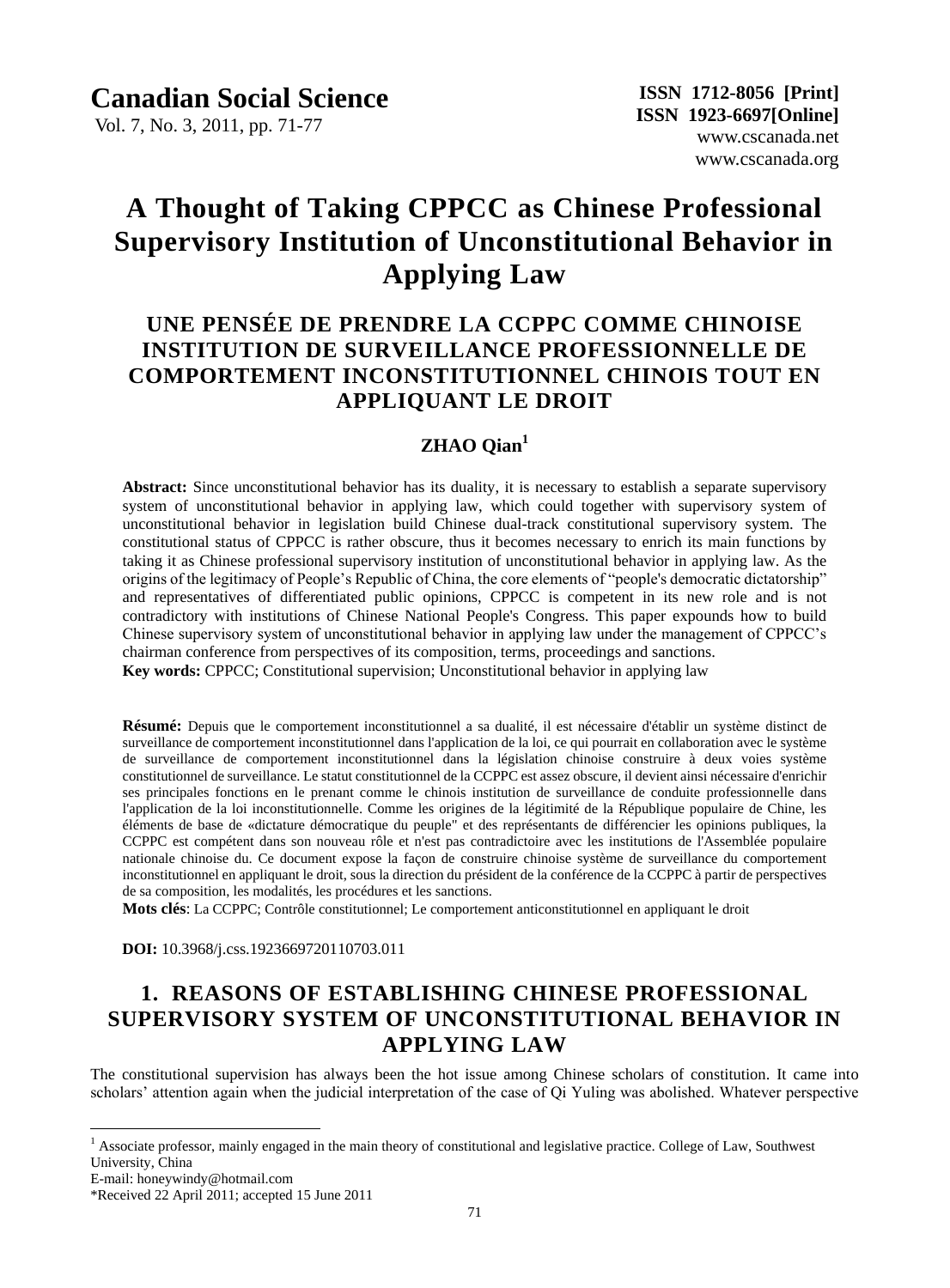# A Thought of Taking CPPCC as Chinese Professional Supervisory Institution of Unconstitutional Behavior in Applying Law

## UNE PENSÉE DE PRENDRE LA CCPPC COMME CHINOISE INSTITUTION DE SURVEILLANCE PROFESSIONNELLE DE COMPORTEMENT INCONSTITUTIONNEL CHINOIS TOUT EN APPLIQUANT LE DROIT

**ZHAO Qian**[1]

**Abstract:** Since unconstitutional behavior has its duality, it is necessary to establish a separate supervisory system of unconstitutional behavior in applying law, which could together with supervisory system of unconstitutional behavior in legislation build Chinese dual-track constitutional supervisory system. The constitutional status of CPPCC is rather obscure, thus it becomes necessary to enrich its main functions by taking it as Chinese professional supervisory institution of unconstitutional behavior in applying law. As the origins of the legitimacy of People's Republic of China, the core elements of "people's democratic dictatorship" and representatives of differentiated public opinions, CPPCC is competent in its new role and is not contradictory with institutions of Chinese National People's Congress. This paper expounds how to build Chinese supervisory system of unconstitutional behavior in applying law under the management of CPPCC's chairman conference from perspectives of its composition, terms, proceedings and sanctions.

**Key words:** CPPCC; Constitutional supervision; Unconstitutional behavior in applying law

**Résumé:** Depuis que le comportement inconstitutionnel a sa dualité, il est nécessaire d'établir un système distinct de surveillance de comportement inconstitutionnel dans l'application de la loi, ce qui pourrait en collaboration avec le système de surveillance de comportement inconstitutionnel dans la législation chinoise construire à deux voies système constitutionnel de surveillance. Le statut constitutionnel de la CCPPC est assez obscure, il devient ainsi nécessaire d'enrichir ses principales fonctions en le prenant comme le chinois institution de surveillance de conduite professionnelle dans l'application de la loi inconstitutionnelle. Comme les origines de la légitimité de la République populaire de Chine, les éléments de base de «dictature démocratique du peuple" et des représentants de différencier les opinions publiques, la CCPPC est compétent dans son nouveau rôle et n'est pas contradictoire avec les institutions de l'Assemblée populaire nationale chinoise du. Ce document expose la façon de construire chinoise système de surveillance du comportement inconstitutionnel en appliquant le droit, sous la direction du président de la conférence de la CCPPC à partir de perspectives de sa composition, les modalités, les procédures et les sanctions.

**Mots clés**: La CCPPC; Contrôle constitutionnel; Le comportement anticonstitutionnel en appliquant le droit

**DOI:** 10.3968/j.css.1923669720110703.011

## 1. REASONS OF ESTABLISHING CHINESE PROFESSIONAL SUPERVISORY SYSTEM OF UNCONSTITUTIONAL BEHAVIOR IN APPLYING LAW

The constitutional supervision has always been the hot issue among Chinese scholars of constitution. It came into scholars' attention again when the judicial interpretation of the case of Qi Yuling was abolished. Whatever perspective

---

[1] Associate professor, mainly engaged in the main theory of constitutional and legislative practice. College of Law, Southwest University, China
E-mail: honeywindy@hotmail.com
*Received 22 April 2011; accepted 15 June 2011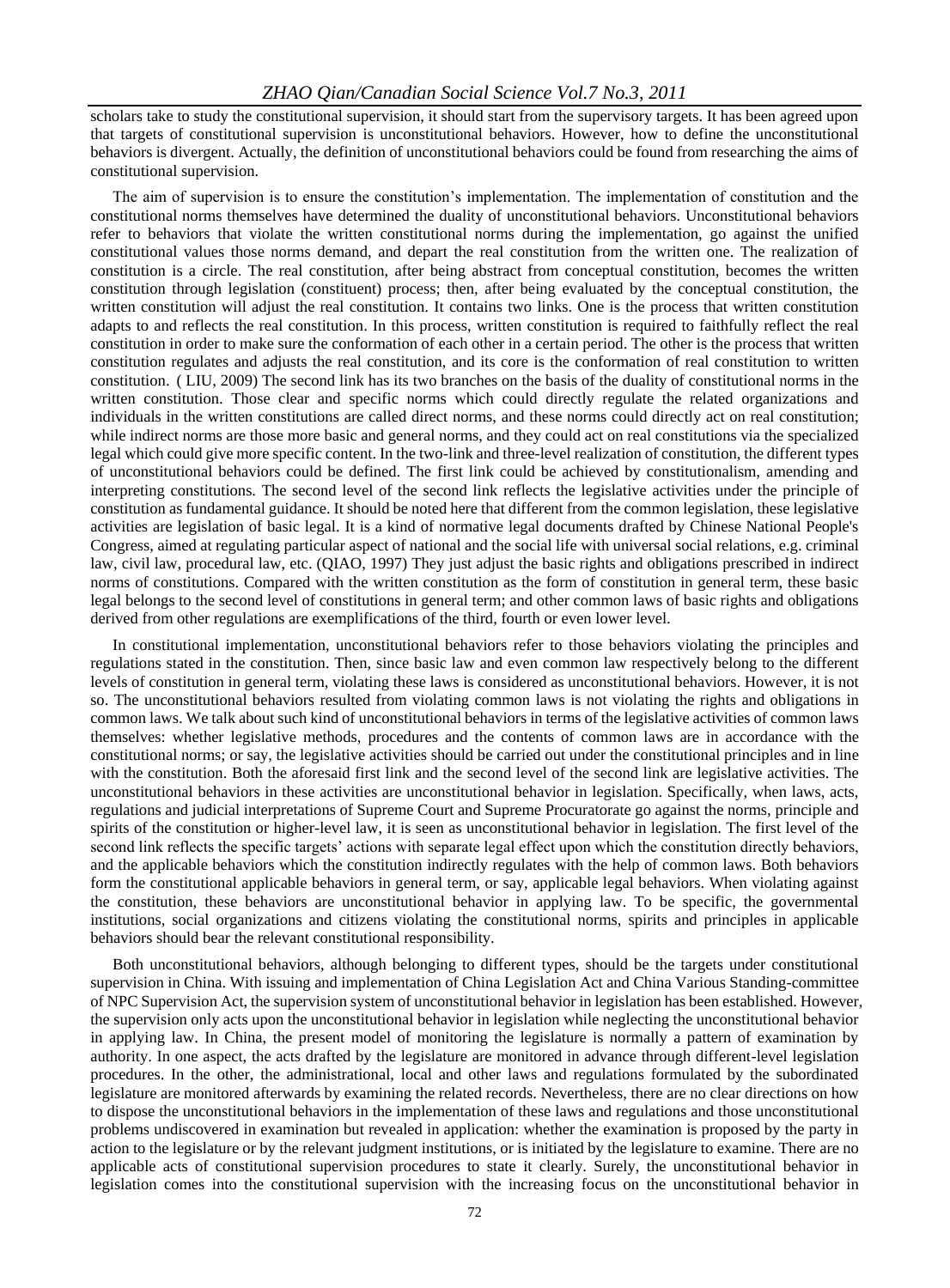scholars take to study the constitutional supervision, it should start from the supervisory targets. It has been agreed upon that targets of constitutional supervision is unconstitutional behaviors. However, how to define the unconstitutional behaviors is divergent. Actually, the definition of unconstitutional behaviors could be found from researching the aims of constitutional supervision.

The aim of supervision is to ensure the constitution's implementation. The implementation of constitution and the constitutional norms themselves have determined the duality of unconstitutional behaviors. Unconstitutional behaviors refer to behaviors that violate the written constitutional norms during the implementation, go against the unified constitutional values those norms demand, and depart the real constitution from the written one. The realization of constitution is a circle. The real constitution, after being abstract from conceptual constitution, becomes the written constitution through legislation (constituent) process; then, after being evaluated by the conceptual constitution, the written constitution will adjust the real constitution. It contains two links. One is the process that written constitution adapts to and reflects the real constitution. In this process, written constitution is required to faithfully reflect the real constitution in order to make sure the conformation of each other in a certain period. The other is the process that written constitution regulates and adjusts the real constitution, and its core is the conformation of real constitution to written constitution. ( LIU, 2009) The second link has its two branches on the basis of the duality of constitutional norms in the written constitution. Those clear and specific norms which could directly regulate the related organizations and individuals in the written constitutions are called direct norms, and these norms could directly act on real constitution; while indirect norms are those more basic and general norms, and they could act on real constitutions via the specialized legal which could give more specific content. In the two-link and three-level realization of constitution, the different types of unconstitutional behaviors could be defined. The first link could be achieved by constitutionalism, amending and interpreting constitutions. The second level of the second link reflects the legislative activities under the principle of constitution as fundamental guidance. It should be noted here that different from the common legislation, these legislative activities are legislation of basic legal. It is a kind of normative legal documents drafted by Chinese National People's Congress, aimed at regulating particular aspect of national and the social life with universal social relations, e.g. criminal law, civil law, procedural law, etc. (QIAO, 1997) They just adjust the basic rights and obligations prescribed in indirect norms of constitutions. Compared with the written constitution as the form of constitution in general term, these basic legal belongs to the second level of constitutions in general term; and other common laws of basic rights and obligations derived from other regulations are exemplifications of the third, fourth or even lower level.

In constitutional implementation, unconstitutional behaviors refer to those behaviors violating the principles and regulations stated in the constitution. Then, since basic law and even common law respectively belong to the different levels of constitution in general term, violating these laws is considered as unconstitutional behaviors. However, it is not so. The unconstitutional behaviors resulted from violating common laws is not violating the rights and obligations in common laws. We talk about such kind of unconstitutional behaviors in terms of the legislative activities of common laws themselves: whether legislative methods, procedures and the contents of common laws are in accordance with the constitutional norms; or say, the legislative activities should be carried out under the constitutional principles and in line with the constitution. Both the aforesaid first link and the second level of the second link are legislative activities. The unconstitutional behaviors in these activities are unconstitutional behavior in legislation. Specifically, when laws, acts, regulations and judicial interpretations of Supreme Court and Supreme Procuratorate go against the norms, principle and spirits of the constitution or higher-level law, it is seen as unconstitutional behavior in legislation. The first level of the second link reflects the specific targets' actions with separate legal effect upon which the constitution directly behaviors, and the applicable behaviors which the constitution indirectly regulates with the help of common laws. Both behaviors form the constitutional applicable behaviors in general term, or say, applicable legal behaviors. When violating against the constitution, these behaviors are unconstitutional behavior in applying law. To be specific, the governmental institutions, social organizations and citizens violating the constitutional norms, spirits and principles in applicable behaviors should bear the relevant constitutional responsibility.

Both unconstitutional behaviors, although belonging to different types, should be the targets under constitutional supervision in China. With issuing and implementation of China Legislation Act and China Various Standing-committee of NPC Supervision Act, the supervision system of unconstitutional behavior in legislation has been established. However, the supervision only acts upon the unconstitutional behavior in legislation while neglecting the unconstitutional behavior in applying law. In China, the present model of monitoring the legislature is normally a pattern of examination by authority. In one aspect, the acts drafted by the legislature are monitored in advance through different-level legislation procedures. In the other, the administrational, local and other laws and regulations formulated by the subordinated legislature are monitored afterwards by examining the related records. Nevertheless, there are no clear directions on how to dispose the unconstitutional behaviors in the implementation of these laws and regulations and those unconstitutional problems undiscovered in examination but revealed in application: whether the examination is proposed by the party in action to the legislature or by the relevant judgment institutions, or is initiated by the legislature to examine. There are no applicable acts of constitutional supervision procedures to state it clearly. Surely, the unconstitutional behavior in legislation comes into the constitutional supervision with the increasing focus on the unconstitutional behavior in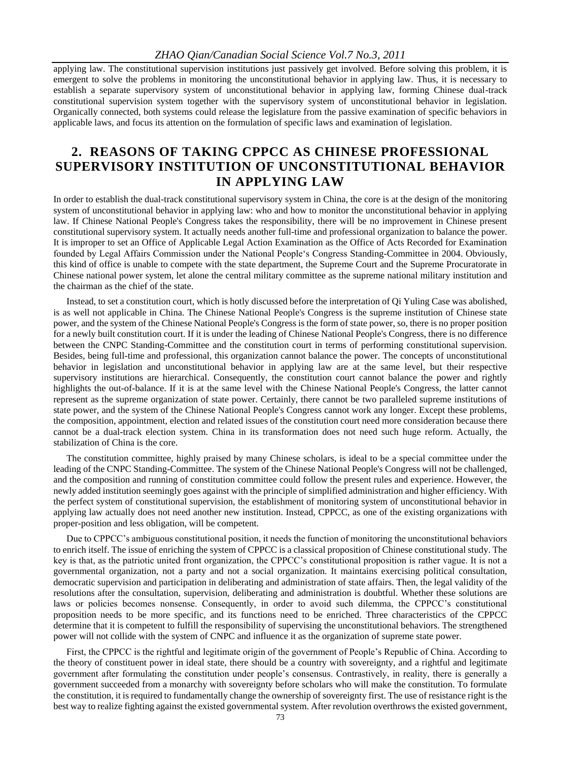applying law. The constitutional supervision institutions just passively get involved. Before solving this problem, it is emergent to solve the problems in monitoring the unconstitutional behavior in applying law. Thus, it is necessary to establish a separate supervisory system of unconstitutional behavior in applying law, forming Chinese dual-track constitutional supervision system together with the supervisory system of unconstitutional behavior in legislation. Organically connected, both systems could release the legislature from the passive examination of specific behaviors in applicable laws, and focus its attention on the formulation of specific laws and examination of legislation.

## 2. REASONS OF TAKING CPPCC AS CHINESE PROFESSIONAL SUPERVISORY INSTITUTION OF UNCONSTITUTIONAL BEHAVIOR IN APPLYING LAW

In order to establish the dual-track constitutional supervisory system in China, the core is at the design of the monitoring system of unconstitutional behavior in applying law: who and how to monitor the unconstitutional behavior in applying law. If Chinese National People's Congress takes the responsibility, there will be no improvement in Chinese present constitutional supervisory system. It actually needs another full-time and professional organization to balance the power. It is improper to set an Office of Applicable Legal Action Examination as the Office of Acts Recorded for Examination founded by Legal Affairs Commission under the National People's Congress Standing-Committee in 2004. Obviously, this kind of office is unable to compete with the state department, the Supreme Court and the Supreme Procuratorate in Chinese national power system, let alone the central military committee as the supreme national military institution and the chairman as the chief of the state.

Instead, to set a constitution court, which is hotly discussed before the interpretation of Qi Yuling Case was abolished, is as well not applicable in China. The Chinese National People's Congress is the supreme institution of Chinese state power, and the system of the Chinese National People's Congress is the form of state power, so, there is no proper position for a newly built constitution court. If it is under the leading of Chinese National People's Congress, there is no difference between the CNPC Standing-Committee and the constitution court in terms of performing constitutional supervision. Besides, being full-time and professional, this organization cannot balance the power. The concepts of unconstitutional behavior in legislation and unconstitutional behavior in applying law are at the same level, but their respective supervisory institutions are hierarchical. Consequently, the constitution court cannot balance the power and rightly highlights the out-of-balance. If it is at the same level with the Chinese National People's Congress, the latter cannot represent as the supreme organization of state power. Certainly, there cannot be two paralleled supreme institutions of state power, and the system of the Chinese National People's Congress cannot work any longer. Except these problems, the composition, appointment, election and related issues of the constitution court need more consideration because there cannot be a dual-track election system. China in its transformation does not need such huge reform. Actually, the stabilization of China is the core.

The constitution committee, highly praised by many Chinese scholars, is ideal to be a special committee under the leading of the CNPC Standing-Committee. The system of the Chinese National People's Congress will not be challenged, and the composition and running of constitution committee could follow the present rules and experience. However, the newly added institution seemingly goes against with the principle of simplified administration and higher efficiency. With the perfect system of constitutional supervision, the establishment of monitoring system of unconstitutional behavior in applying law actually does not need another new institution. Instead, CPPCC, as one of the existing organizations with proper-position and less obligation, will be competent.

Due to CPPCC's ambiguous constitutional position, it needs the function of monitoring the unconstitutional behaviors to enrich itself. The issue of enriching the system of CPPCC is a classical proposition of Chinese constitutional study. The key is that, as the patriotic united front organization, the CPPCC's constitutional proposition is rather vague. It is not a governmental organization, not a party and not a social organization. It maintains exercising political consultation, democratic supervision and participation in deliberating and administration of state affairs. Then, the legal validity of the resolutions after the consultation, supervision, deliberating and administration is doubtful. Whether these solutions are laws or policies becomes nonsense. Consequently, in order to avoid such dilemma, the CPPCC's constitutional proposition needs to be more specific, and its functions need to be enriched. Three characteristics of the CPPCC determine that it is competent to fulfill the responsibility of supervising the unconstitutional behaviors. The strengthened power will not collide with the system of CNPC and influence it as the organization of supreme state power.

First, the CPPCC is the rightful and legitimate origin of the government of People's Republic of China. According to the theory of constituent power in ideal state, there should be a country with sovereignty, and a rightful and legitimate government after formulating the constitution under people's consensus. Contrastively, in reality, there is generally a government succeeded from a monarchy with sovereignty before scholars who will make the constitution. To formulate the constitution, it is required to fundamentally change the ownership of sovereignty first. The use of resistance right is the best way to realize fighting against the existed governmental system. After revolution overthrows the existed government,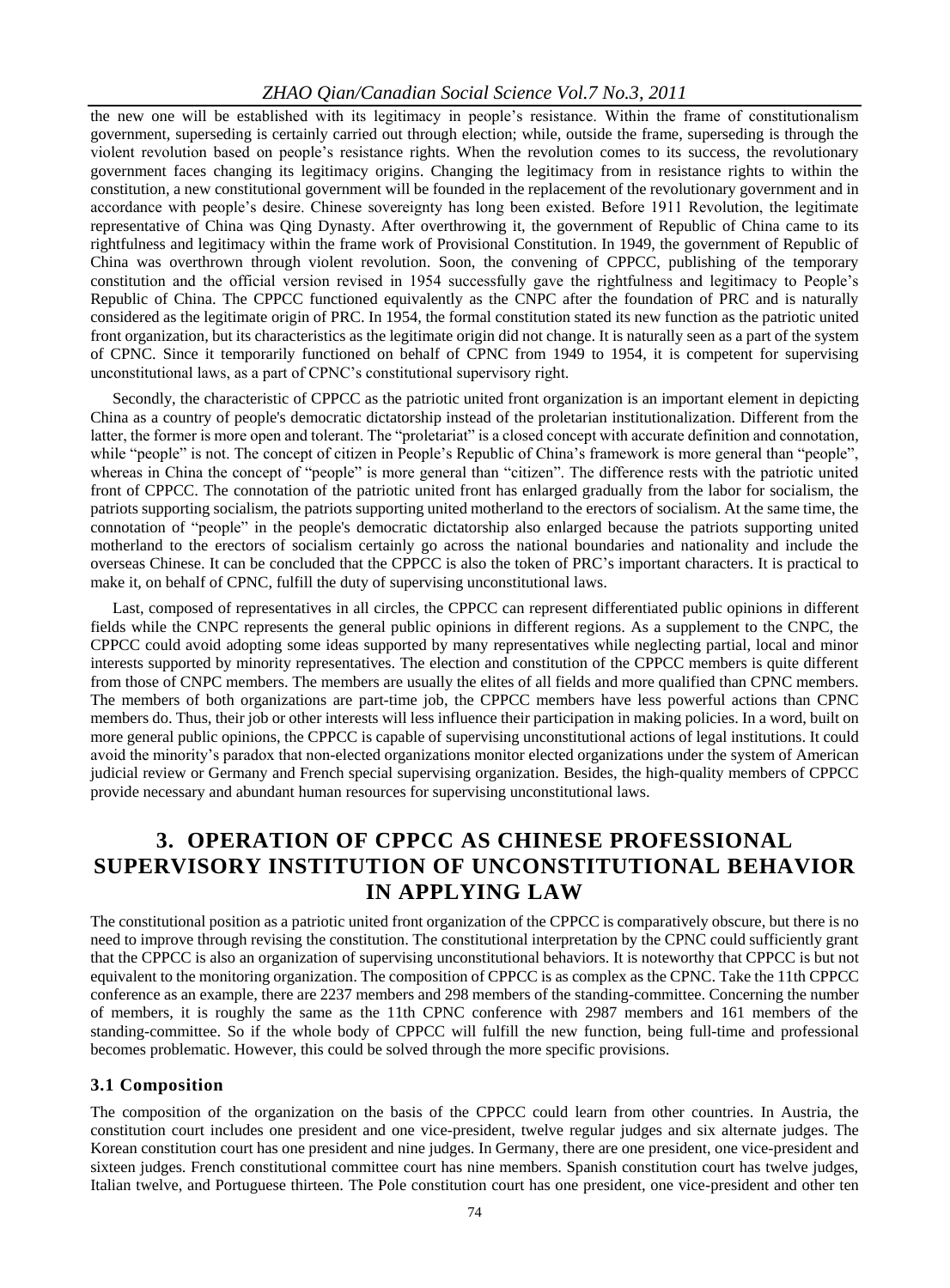the new one will be established with its legitimacy in people's resistance. Within the frame of constitutionalism government, superseding is certainly carried out through election; while, outside the frame, superseding is through the violent revolution based on people's resistance rights. When the revolution comes to its success, the revolutionary government faces changing its legitimacy origins. Changing the legitimacy from in resistance rights to within the constitution, a new constitutional government will be founded in the replacement of the revolutionary government and in accordance with people's desire. Chinese sovereignty has long been existed. Before 1911 Revolution, the legitimate representative of China was Qing Dynasty. After overthrowing it, the government of Republic of China came to its rightfulness and legitimacy within the frame work of Provisional Constitution. In 1949, the government of Republic of China was overthrown through violent revolution. Soon, the convening of CPPCC, publishing of the temporary constitution and the official version revised in 1954 successfully gave the rightfulness and legitimacy to People's Republic of China. The CPPCC functioned equivalently as the CNPC after the foundation of PRC and is naturally considered as the legitimate origin of PRC. In 1954, the formal constitution stated its new function as the patriotic united front organization, but its characteristics as the legitimate origin did not change. It is naturally seen as a part of the system of CPNC. Since it temporarily functioned on behalf of CPNC from 1949 to 1954, it is competent for supervising unconstitutional laws, as a part of CPNC's constitutional supervisory right.

Secondly, the characteristic of CPPCC as the patriotic united front organization is an important element in depicting China as a country of people's democratic dictatorship instead of the proletarian institutionalization. Different from the latter, the former is more open and tolerant. The "proletariat" is a closed concept with accurate definition and connotation, while "people" is not. The concept of citizen in People's Republic of China's framework is more general than "people", whereas in China the concept of "people" is more general than "citizen". The difference rests with the patriotic united front of CPPCC. The connotation of the patriotic united front has enlarged gradually from the labor for socialism, the patriots supporting socialism, the patriots supporting united motherland to the erectors of socialism. At the same time, the connotation of "people" in the people's democratic dictatorship also enlarged because the patriots supporting united motherland to the erectors of socialism certainly go across the national boundaries and nationality and include the overseas Chinese. It can be concluded that the CPPCC is also the token of PRC's important characters. It is practical to make it, on behalf of CPNC, fulfill the duty of supervising unconstitutional laws.

Last, composed of representatives in all circles, the CPPCC can represent differentiated public opinions in different fields while the CNPC represents the general public opinions in different regions. As a supplement to the CNPC, the CPPCC could avoid adopting some ideas supported by many representatives while neglecting partial, local and minor interests supported by minority representatives. The election and constitution of the CPPCC members is quite different from those of CNPC members. The members are usually the elites of all fields and more qualified than CPNC members. The members of both organizations are part-time job, the CPPCC members have less powerful actions than CPNC members do. Thus, their job or other interests will less influence their participation in making policies. In a word, built on more general public opinions, the CPPCC is capable of supervising unconstitutional actions of legal institutions. It could avoid the minority's paradox that non-elected organizations monitor elected organizations under the system of American judicial review or Germany and French special supervising organization. Besides, the high-quality members of CPPCC provide necessary and abundant human resources for supervising unconstitutional laws.

# 3. OPERATION OF CPPCC AS CHINESE PROFESSIONAL SUPERVISORY INSTITUTION OF UNCONSTITUTIONAL BEHAVIOR IN APPLYING LAW

The constitutional position as a patriotic united front organization of the CPPCC is comparatively obscure, but there is no need to improve through revising the constitution. The constitutional interpretation by the CPNC could sufficiently grant that the CPPCC is also an organization of supervising unconstitutional behaviors. It is noteworthy that CPPCC is but not equivalent to the monitoring organization. The composition of CPPCC is as complex as the CPNC. Take the 11th CPPCC conference as an example, there are 2237 members and 298 members of the standing-committee. Concerning the number of members, it is roughly the same as the 11th CPNC conference with 2987 members and 161 members of the standing-committee. So if the whole body of CPPCC will fulfill the new function, being full-time and professional becomes problematic. However, this could be solved through the more specific provisions.

## 3.1 Composition

The composition of the organization on the basis of the CPPCC could learn from other countries. In Austria, the constitution court includes one president and one vice-president, twelve regular judges and six alternate judges. The Korean constitution court has one president and nine judges. In Germany, there are one president, one vice-president and sixteen judges. French constitutional committee court has nine members. Spanish constitution court has twelve judges, Italian twelve, and Portuguese thirteen. The Pole constitution court has one president, one vice-president and other ten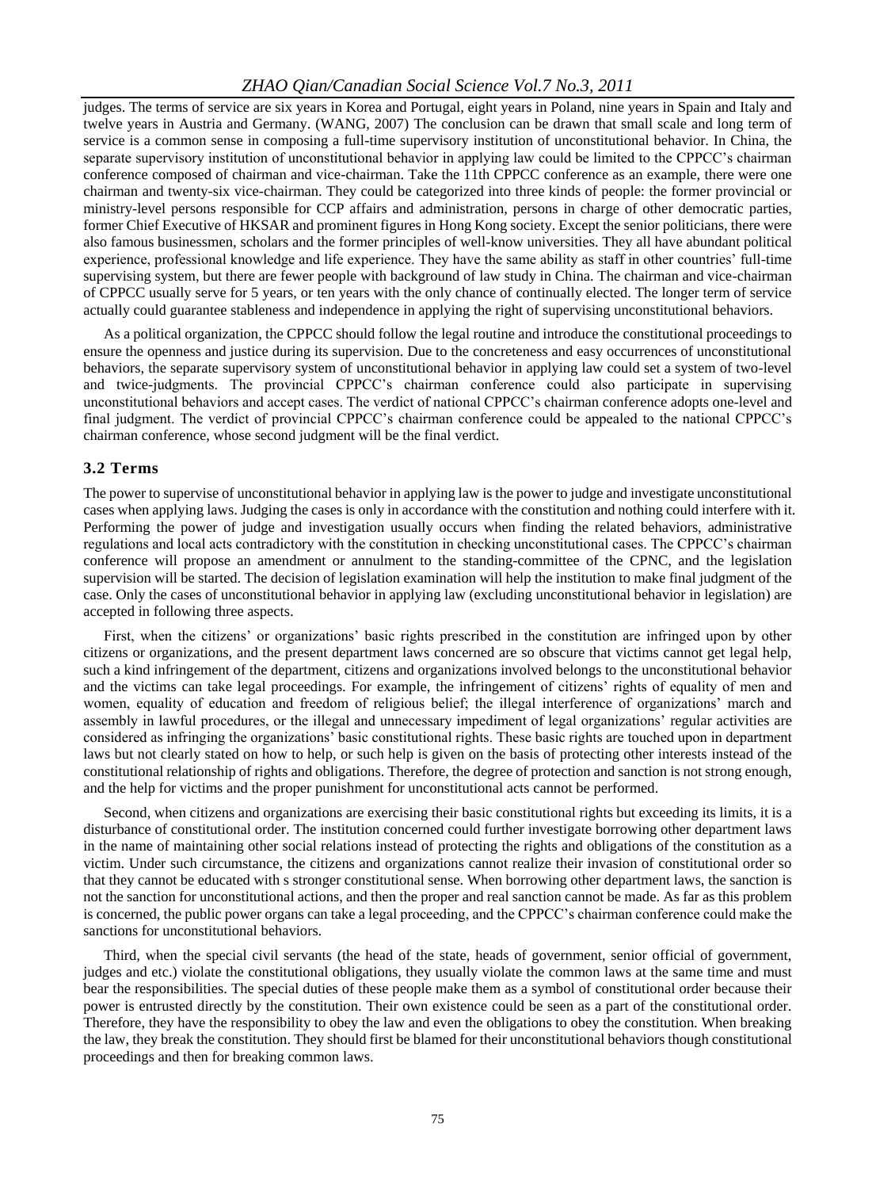judges. The terms of service are six years in Korea and Portugal, eight years in Poland, nine years in Spain and Italy and twelve years in Austria and Germany. (WANG, 2007) The conclusion can be drawn that small scale and long term of service is a common sense in composing a full-time supervisory institution of unconstitutional behavior. In China, the separate supervisory institution of unconstitutional behavior in applying law could be limited to the CPPCC's chairman conference composed of chairman and vice-chairman. Take the 11th CPPCC conference as an example, there were one chairman and twenty-six vice-chairman. They could be categorized into three kinds of people: the former provincial or ministry-level persons responsible for CCP affairs and administration, persons in charge of other democratic parties, former Chief Executive of HKSAR and prominent figures in Hong Kong society. Except the senior politicians, there were also famous businessmen, scholars and the former principles of well-know universities. They all have abundant political experience, professional knowledge and life experience. They have the same ability as staff in other countries' full-time supervising system, but there are fewer people with background of law study in China. The chairman and vice-chairman of CPPCC usually serve for 5 years, or ten years with the only chance of continually elected. The longer term of service actually could guarantee stableness and independence in applying the right of supervising unconstitutional behaviors.

As a political organization, the CPPCC should follow the legal routine and introduce the constitutional proceedings to ensure the openness and justice during its supervision. Due to the concreteness and easy occurrences of unconstitutional behaviors, the separate supervisory system of unconstitutional behavior in applying law could set a system of two-level and twice-judgments. The provincial CPPCC's chairman conference could also participate in supervising unconstitutional behaviors and accept cases. The verdict of national CPPCC's chairman conference adopts one-level and final judgment. The verdict of provincial CPPCC's chairman conference could be appealed to the national CPPCC's chairman conference, whose second judgment will be the final verdict.

### 3.2 Terms

The power to supervise of unconstitutional behavior in applying law is the power to judge and investigate unconstitutional cases when applying laws. Judging the cases is only in accordance with the constitution and nothing could interfere with it. Performing the power of judge and investigation usually occurs when finding the related behaviors, administrative regulations and local acts contradictory with the constitution in checking unconstitutional cases. The CPPCC's chairman conference will propose an amendment or annulment to the standing-committee of the CPNC, and the legislation supervision will be started. The decision of legislation examination will help the institution to make final judgment of the case. Only the cases of unconstitutional behavior in applying law (excluding unconstitutional behavior in legislation) are accepted in following three aspects.

First, when the citizens' or organizations' basic rights prescribed in the constitution are infringed upon by other citizens or organizations, and the present department laws concerned are so obscure that victims cannot get legal help, such a kind infringement of the department, citizens and organizations involved belongs to the unconstitutional behavior and the victims can take legal proceedings. For example, the infringement of citizens' rights of equality of men and women, equality of education and freedom of religious belief; the illegal interference of organizations' march and assembly in lawful procedures, or the illegal and unnecessary impediment of legal organizations' regular activities are considered as infringing the organizations' basic constitutional rights. These basic rights are touched upon in department laws but not clearly stated on how to help, or such help is given on the basis of protecting other interests instead of the constitutional relationship of rights and obligations. Therefore, the degree of protection and sanction is not strong enough, and the help for victims and the proper punishment for unconstitutional acts cannot be performed.

Second, when citizens and organizations are exercising their basic constitutional rights but exceeding its limits, it is a disturbance of constitutional order. The institution concerned could further investigate borrowing other department laws in the name of maintaining other social relations instead of protecting the rights and obligations of the constitution as a victim. Under such circumstance, the citizens and organizations cannot realize their invasion of constitutional order so that they cannot be educated with s stronger constitutional sense. When borrowing other department laws, the sanction is not the sanction for unconstitutional actions, and then the proper and real sanction cannot be made. As far as this problem is concerned, the public power organs can take a legal proceeding, and the CPPCC's chairman conference could make the sanctions for unconstitutional behaviors.

Third, when the special civil servants (the head of the state, heads of government, senior official of government, judges and etc.) violate the constitutional obligations, they usually violate the common laws at the same time and must bear the responsibilities. The special duties of these people make them as a symbol of constitutional order because their power is entrusted directly by the constitution. Their own existence could be seen as a part of the constitutional order. Therefore, they have the responsibility to obey the law and even the obligations to obey the constitution. When breaking the law, they break the constitution. They should first be blamed for their unconstitutional behaviors though constitutional proceedings and then for breaking common laws.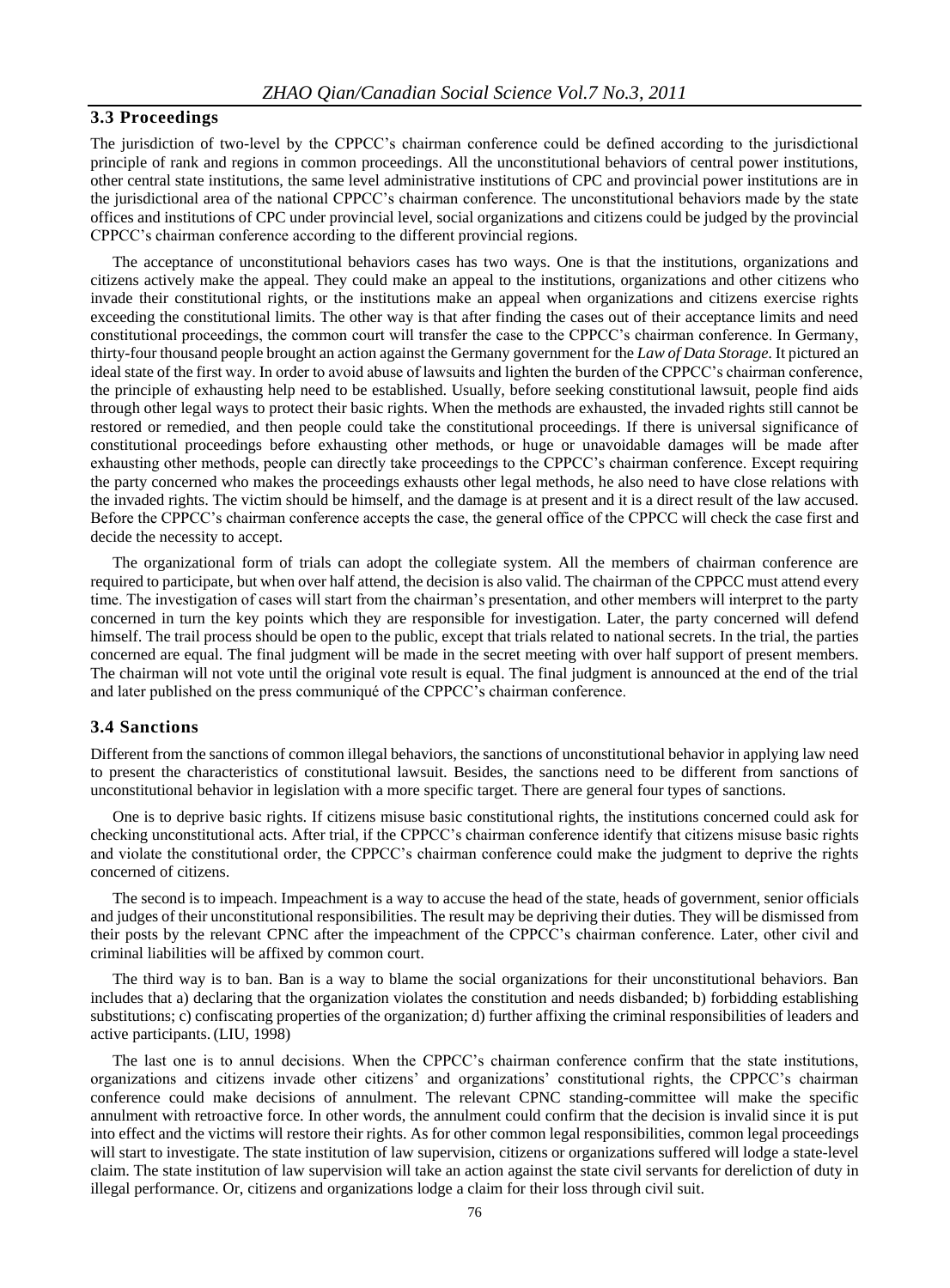### 3.3 Proceedings

The jurisdiction of two-level by the CPPCC's chairman conference could be defined according to the jurisdictional principle of rank and regions in common proceedings. All the unconstitutional behaviors of central power institutions, other central state institutions, the same level administrative institutions of CPC and provincial power institutions are in the jurisdictional area of the national CPPCC's chairman conference. The unconstitutional behaviors made by the state offices and institutions of CPC under provincial level, social organizations and citizens could be judged by the provincial CPPCC's chairman conference according to the different provincial regions.

The acceptance of unconstitutional behaviors cases has two ways. One is that the institutions, organizations and citizens actively make the appeal. They could make an appeal to the institutions, organizations and other citizens who invade their constitutional rights, or the institutions make an appeal when organizations and citizens exercise rights exceeding the constitutional limits. The other way is that after finding the cases out of their acceptance limits and need constitutional proceedings, the common court will transfer the case to the CPPCC's chairman conference. In Germany, thirty-four thousand people brought an action against the Germany government for the *Law of Data Storage*. It pictured an ideal state of the first way. In order to avoid abuse of lawsuits and lighten the burden of the CPPCC's chairman conference, the principle of exhausting help need to be established. Usually, before seeking constitutional lawsuit, people find aids through other legal ways to protect their basic rights. When the methods are exhausted, the invaded rights still cannot be restored or remedied, and then people could take the constitutional proceedings. If there is universal significance of constitutional proceedings before exhausting other methods, or huge or unavoidable damages will be made after exhausting other methods, people can directly take proceedings to the CPPCC's chairman conference. Except requiring the party concerned who makes the proceedings exhausts other legal methods, he also need to have close relations with the invaded rights. The victim should be himself, and the damage is at present and it is a direct result of the law accused. Before the CPPCC's chairman conference accepts the case, the general office of the CPPCC will check the case first and decide the necessity to accept.

The organizational form of trials can adopt the collegiate system. All the members of chairman conference are required to participate, but when over half attend, the decision is also valid. The chairman of the CPPCC must attend every time. The investigation of cases will start from the chairman's presentation, and other members will interpret to the party concerned in turn the key points which they are responsible for investigation. Later, the party concerned will defend himself. The trail process should be open to the public, except that trials related to national secrets. In the trial, the parties concerned are equal. The final judgment will be made in the secret meeting with over half support of present members. The chairman will not vote until the original vote result is equal. The final judgment is announced at the end of the trial and later published on the press communiqué of the CPPCC's chairman conference.

### 3.4 Sanctions

Different from the sanctions of common illegal behaviors, the sanctions of unconstitutional behavior in applying law need to present the characteristics of constitutional lawsuit. Besides, the sanctions need to be different from sanctions of unconstitutional behavior in legislation with a more specific target. There are general four types of sanctions.

One is to deprive basic rights. If citizens misuse basic constitutional rights, the institutions concerned could ask for checking unconstitutional acts. After trial, if the CPPCC's chairman conference identify that citizens misuse basic rights and violate the constitutional order, the CPPCC's chairman conference could make the judgment to deprive the rights concerned of citizens.

The second is to impeach. Impeachment is a way to accuse the head of the state, heads of government, senior officials and judges of their unconstitutional responsibilities. The result may be depriving their duties. They will be dismissed from their posts by the relevant CPNC after the impeachment of the CPPCC's chairman conference. Later, other civil and criminal liabilities will be affixed by common court.

The third way is to ban. Ban is a way to blame the social organizations for their unconstitutional behaviors. Ban includes that a) declaring that the organization violates the constitution and needs disbanded; b) forbidding establishing substitutions; c) confiscating properties of the organization; d) further affixing the criminal responsibilities of leaders and active participants. (LIU, 1998)

The last one is to annul decisions. When the CPPCC's chairman conference confirm that the state institutions, organizations and citizens invade other citizens' and organizations' constitutional rights, the CPPCC's chairman conference could make decisions of annulment. The relevant CPNC standing-committee will make the specific annulment with retroactive force. In other words, the annulment could confirm that the decision is invalid since it is put into effect and the victims will restore their rights. As for other common legal responsibilities, common legal proceedings will start to investigate. The state institution of law supervision, citizens or organizations suffered will lodge a state-level claim. The state institution of law supervision will take an action against the state civil servants for dereliction of duty in illegal performance. Or, citizens and organizations lodge a claim for their loss through civil suit.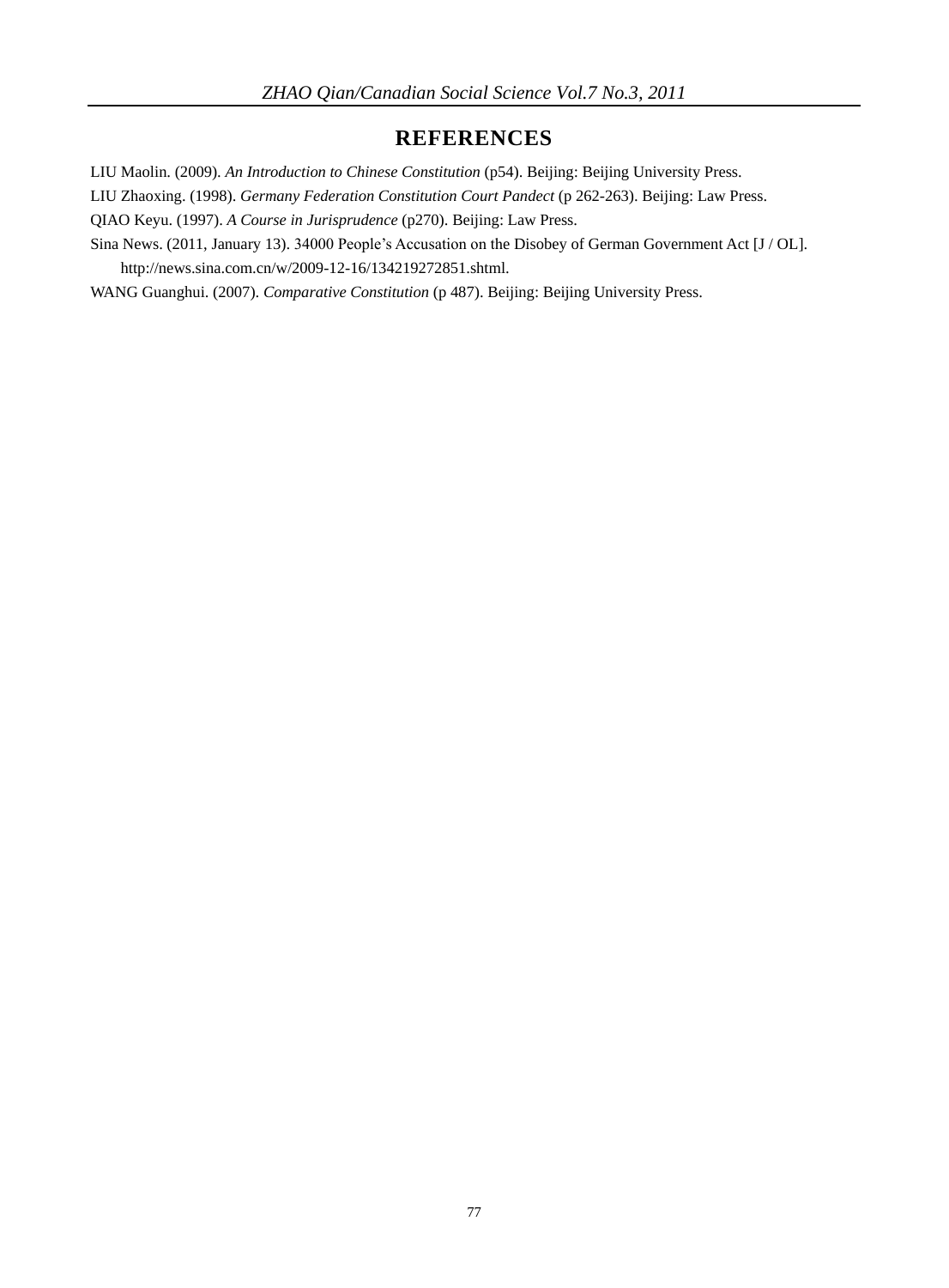## REFERENCES

LIU Maolin. (2009). *An Introduction to Chinese Constitution* (p54). Beijing: Beijing University Press.

LIU Zhaoxing. (1998). *Germany Federation Constitution Court Pandect* (p 262-263). Beijing: Law Press.

QIAO Keyu. (1997). *A Course in Jurisprudence* (p270). Beijing: Law Press.

Sina News. (2011, January 13). 34000 People's Accusation on the Disobey of German Government Act [J / OL]. http://news.sina.com.cn/w/2009-12-16/134219272851.shtml.

WANG Guanghui. (2007). *Comparative Constitution* (p 487). Beijing: Beijing University Press.